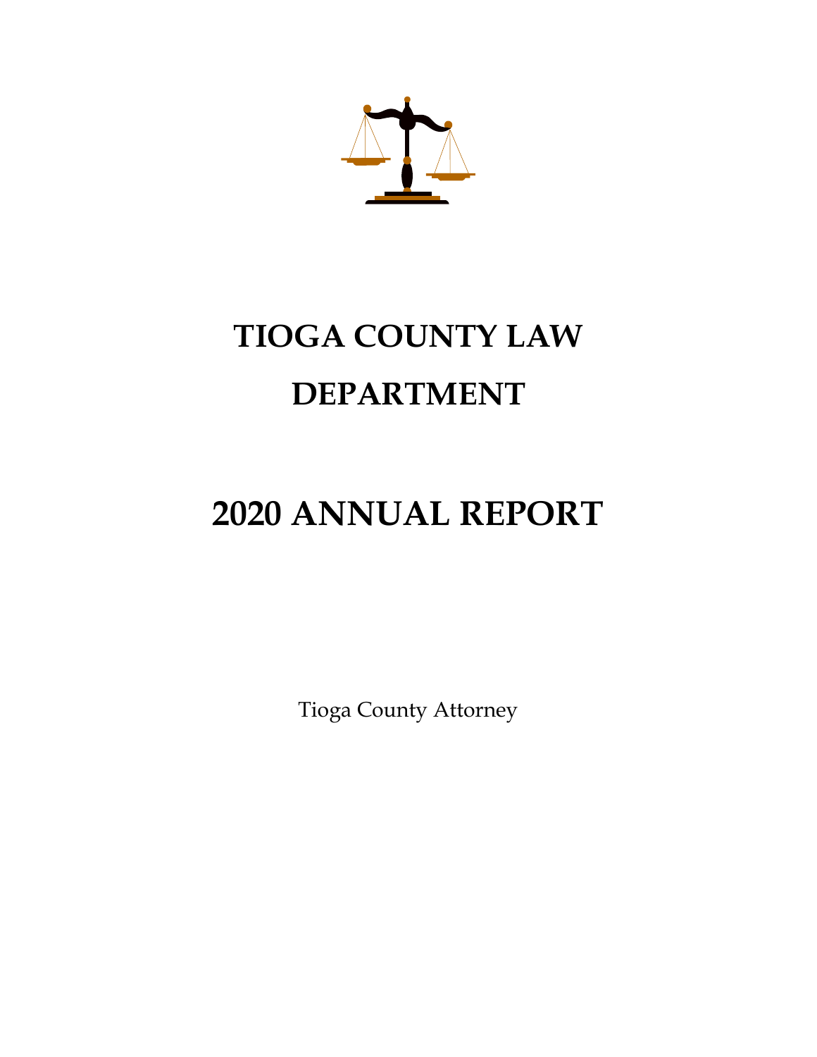# TIOGA COUNTY LAW DEPARTMENT

# 2020 ANNUAL REPORT

Tioga County Attorney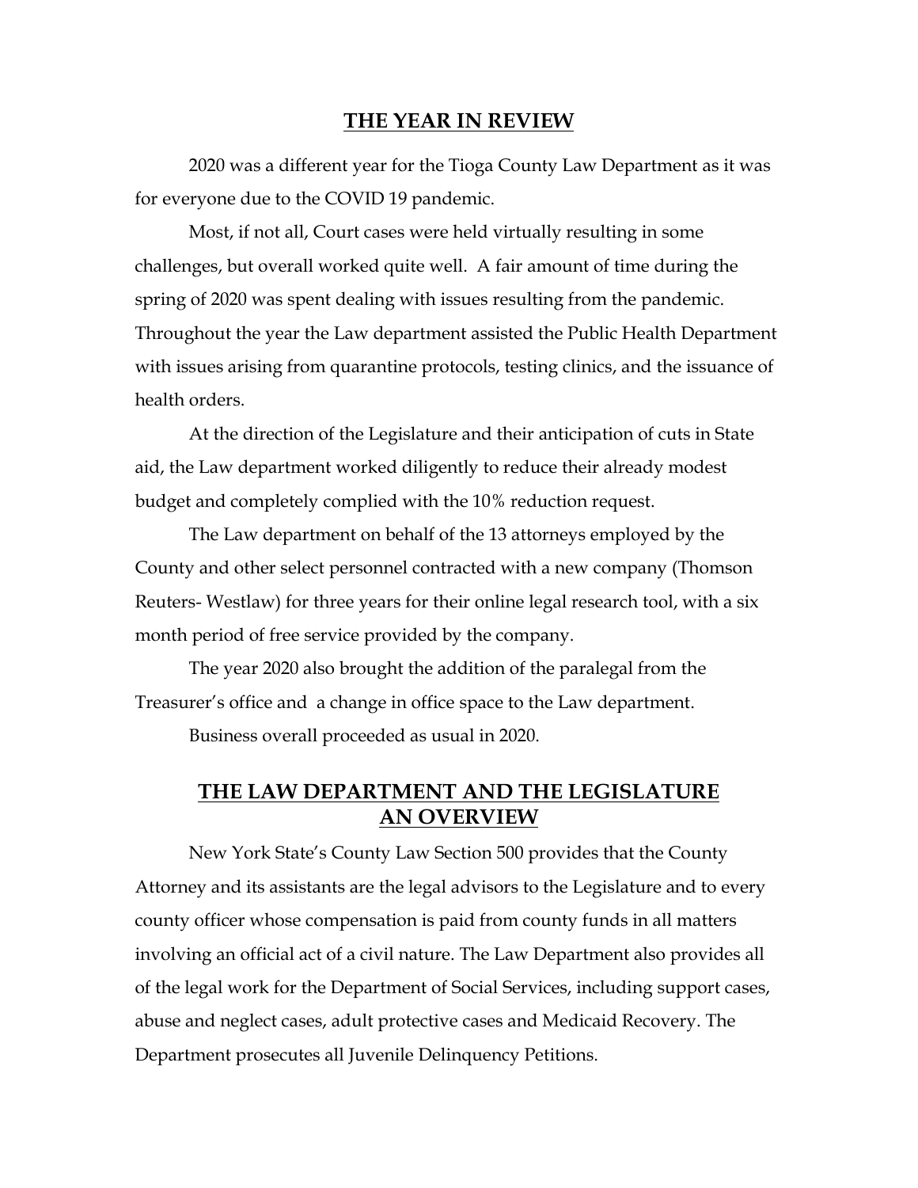## THE YEAR IN REVIEW

2020 was a different year for the Tioga County Law Department as it was for everyone due to the COVID 19 pandemic.

Most, if not all, Court cases were held virtually resulting in some challenges, but overall worked quite well. A fair amount of time during the spring of 2020 was spent dealing with issues resulting from the pandemic. Throughout the year the Law department assisted the Public Health Department with issues arising from quarantine protocols, testing clinics, and the issuance of health orders.

At the direction of the Legislature and their anticipation of cuts in State aid, the Law department worked diligently to reduce their already modest budget and completely complied with the 10% reduction request.

The Law department on behalf of the 13 attorneys employed by the County and other select personnel contracted with a new company (Thomson Reuters- Westlaw) for three years for their online legal research tool, with a six month period of free service provided by the company.

The year 2020 also brought the addition of the paralegal from the Treasurer's office and a change in office space to the Law department.

Business overall proceeded as usual in 2020.

## THE LAW DEPARTMENT AND THE LEGISLATURE AN OVERVIEW

New York State's County Law Section 500 provides that the County Attorney and its assistants are the legal advisors to the Legislature and to every county officer whose compensation is paid from county funds in all matters involving an official act of a civil nature. The Law Department also provides all of the legal work for the Department of Social Services, including support cases, abuse and neglect cases, adult protective cases and Medicaid Recovery. The Department prosecutes all Juvenile Delinquency Petitions.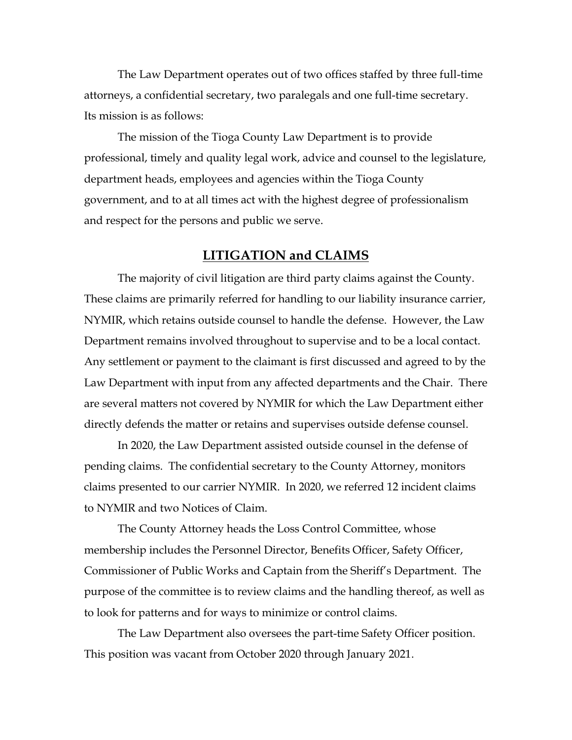The Law Department operates out of two offices staffed by three full-time attorneys, a confidential secretary, two paralegals and one full-time secretary. Its mission is as follows:

The mission of the Tioga County Law Department is to provide professional, timely and quality legal work, advice and counsel to the legislature, department heads, employees and agencies within the Tioga County government, and to at all times act with the highest degree of professionalism and respect for the persons and public we serve.

## LITIGATION and CLAIMS

The majority of civil litigation are third party claims against the County. These claims are primarily referred for handling to our liability insurance carrier, NYMIR, which retains outside counsel to handle the defense. However, the Law Department remains involved throughout to supervise and to be a local contact. Any settlement or payment to the claimant is first discussed and agreed to by the Law Department with input from any affected departments and the Chair. There are several matters not covered by NYMIR for which the Law Department either directly defends the matter or retains and supervises outside defense counsel.

In 2020, the Law Department assisted outside counsel in the defense of pending claims. The confidential secretary to the County Attorney, monitors claims presented to our carrier NYMIR. In 2020, we referred 12 incident claims to NYMIR and two Notices of Claim.

The County Attorney heads the Loss Control Committee, whose membership includes the Personnel Director, Benefits Officer, Safety Officer, Commissioner of Public Works and Captain from the Sheriff's Department. The purpose of the committee is to review claims and the handling thereof, as well as to look for patterns and for ways to minimize or control claims.

The Law Department also oversees the part-time Safety Officer position. This position was vacant from October 2020 through January 2021.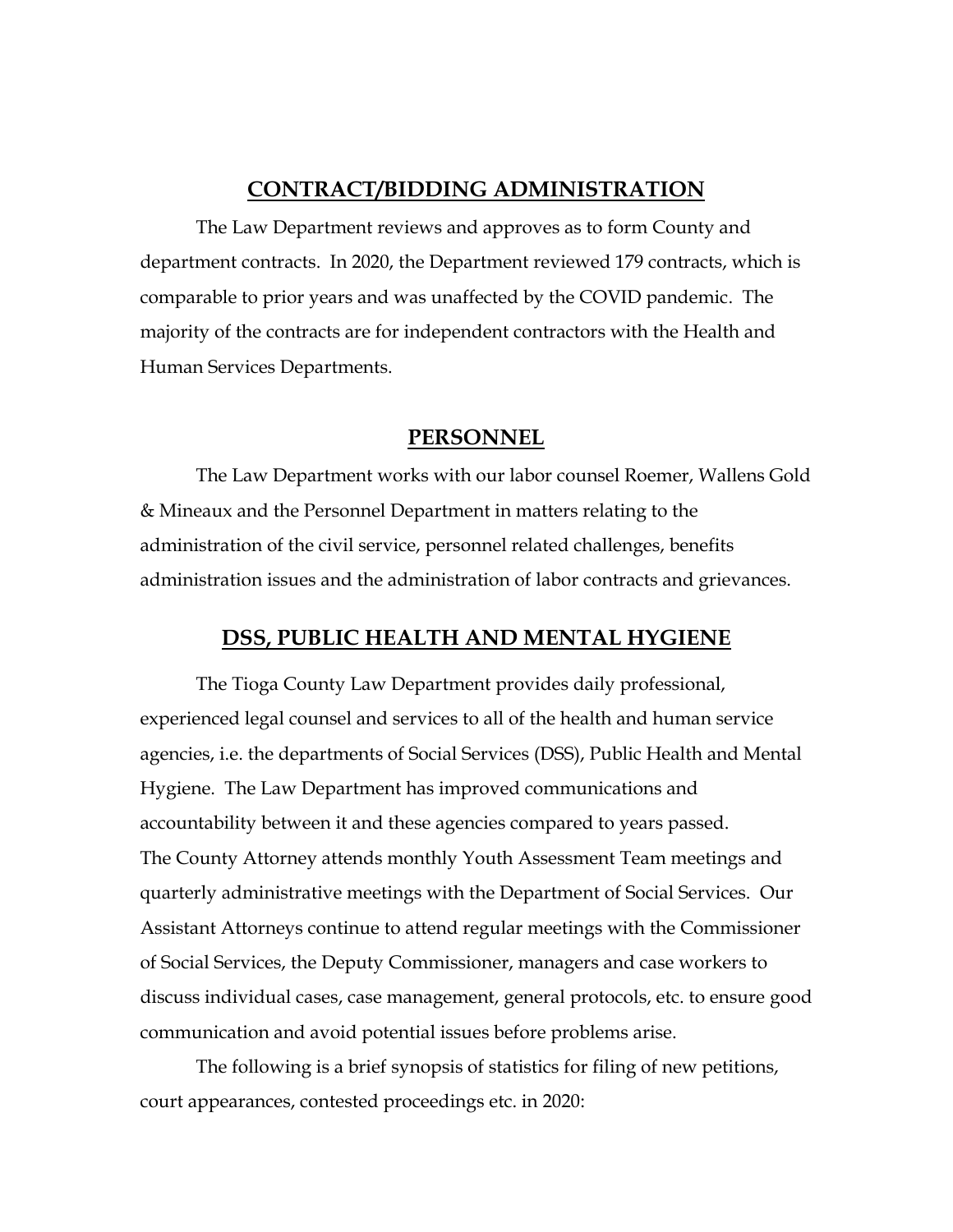## CONTRACT/BIDDING ADMINISTRATION

The Law Department reviews and approves as to form County and department contracts. In 2020, the Department reviewed 179 contracts, which is comparable to prior years and was unaffected by the COVID pandemic. The majority of the contracts are for independent contractors with the Health and Human Services Departments.

## PERSONNEL

The Law Department works with our labor counsel Roemer, Wallens Gold & Mineaux and the Personnel Department in matters relating to the administration of the civil service, personnel related challenges, benefits administration issues and the administration of labor contracts and grievances.

## DSS, PUBLIC HEALTH AND MENTAL HYGIENE

The Tioga County Law Department provides daily professional, experienced legal counsel and services to all of the health and human service agencies, i.e. the departments of Social Services (DSS), Public Health and Mental Hygiene. The Law Department has improved communications and accountability between it and these agencies compared to years passed. The County Attorney attends monthly Youth Assessment Team meetings and quarterly administrative meetings with the Department of Social Services. Our Assistant Attorneys continue to attend regular meetings with the Commissioner of Social Services, the Deputy Commissioner, managers and case workers to discuss individual cases, case management, general protocols, etc. to ensure good communication and avoid potential issues before problems arise.

The following is a brief synopsis of statistics for filing of new petitions, court appearances, contested proceedings etc. in 2020: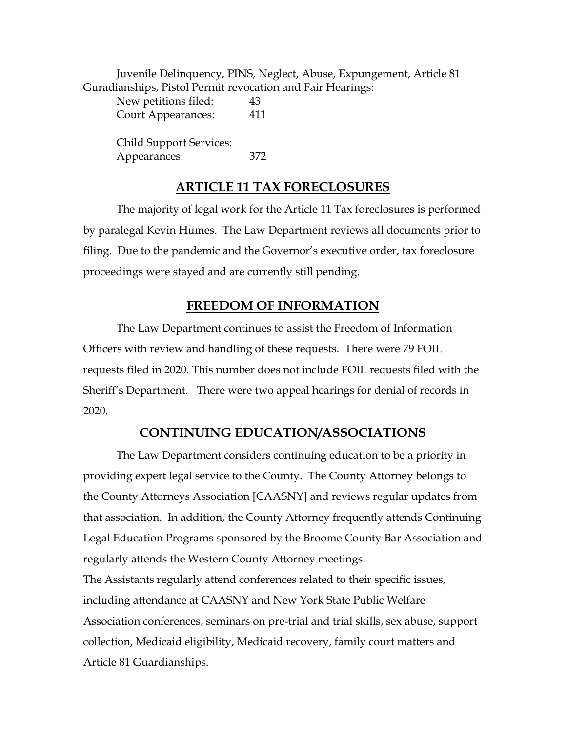Juvenile Delinquency, PINS, Neglect, Abuse, Expungement, Article 81 Guradianships, Pistol Permit revocation and Fair Hearings:

| | |
|---|---|
| New petitions filed: | 43 |
| Court Appearances: | 411 |

| | |
|---|---|
| Child Support Services: | |
| Appearances: | 372 |

## ARTICLE 11 TAX FORECLOSURES

The majority of legal work for the Article 11 Tax foreclosures is performed by paralegal Kevin Humes. The Law Department reviews all documents prior to filing. Due to the pandemic and the Governor's executive order, tax foreclosure proceedings were stayed and are currently still pending.

## FREEDOM OF INFORMATION

The Law Department continues to assist the Freedom of Information Officers with review and handling of these requests. There were 79 FOIL requests filed in 2020. This number does not include FOIL requests filed with the Sheriff's Department. There were two appeal hearings for denial of records in 2020.

## CONTINUING EDUCATION/ASSOCIATIONS

The Law Department considers continuing education to be a priority in providing expert legal service to the County. The County Attorney belongs to the County Attorneys Association [CAASNY] and reviews regular updates from that association. In addition, the County Attorney frequently attends Continuing Legal Education Programs sponsored by the Broome County Bar Association and regularly attends the Western County Attorney meetings.

The Assistants regularly attend conferences related to their specific issues, including attendance at CAASNY and New York State Public Welfare Association conferences, seminars on pre-trial and trial skills, sex abuse, support collection, Medicaid eligibility, Medicaid recovery, family court matters and Article 81 Guardianships.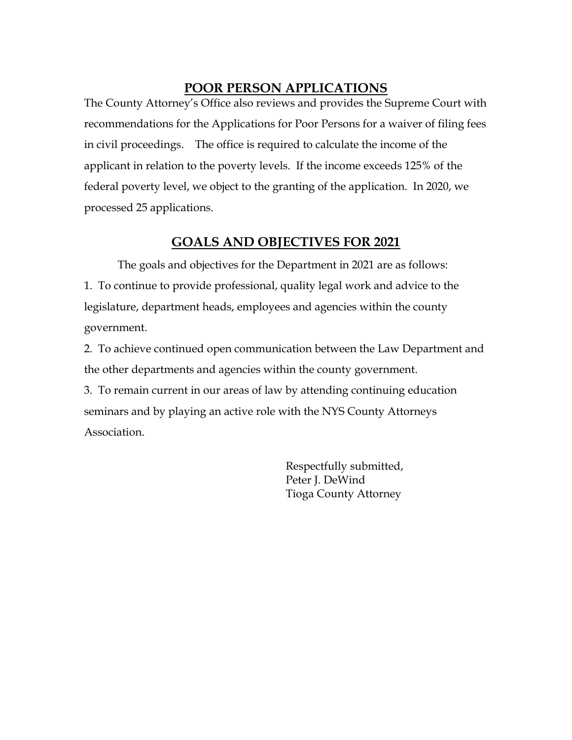## POOR PERSON APPLICATIONS

The County Attorney's Office also reviews and provides the Supreme Court with recommendations for the Applications for Poor Persons for a waiver of filing fees in civil proceedings. The office is required to calculate the income of the applicant in relation to the poverty levels. If the income exceeds 125% of the federal poverty level, we object to the granting of the application. In 2020, we processed 25 applications.

## GOALS AND OBJECTIVES FOR 2021

The goals and objectives for the Department in 2021 are as follows:

1. To continue to provide professional, quality legal work and advice to the legislature, department heads, employees and agencies within the county government.
2. To achieve continued open communication between the Law Department and the other departments and agencies within the county government.
3. To remain current in our areas of law by attending continuing education seminars and by playing an active role with the NYS County Attorneys Association.

Respectfully submitted,
Peter J. DeWind
Tioga County Attorney